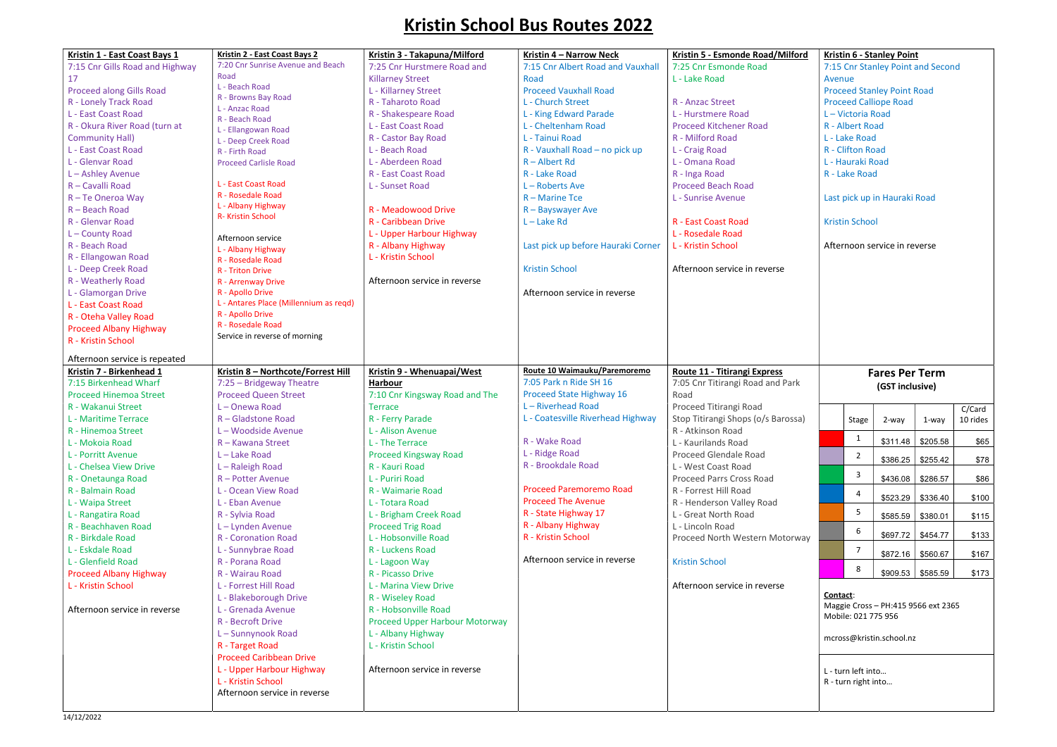# Kristin School Bus Routes 2022

### Kristin 1 - East Coast Bays 1

7:15 Cnr Gills Road and Highway 17
Proceed along Gills Road
R - Lonely Track Road
L - East Coast Road
R - Okura River Road (turn at Community Hall)
L - East Coast Road
L - Glenvar Road
L – Ashley Avenue
R – Cavalli Road
R – Te Oneroa Way
R – Beach Road
R - Glenvar Road
L – County Road
R - Beach Road
R - Ellangowan Road
L - Deep Creek Road
R - Weatherly Road
L - Glamorgan Drive
L - East Coast Road
R - Oteha Valley Road
Proceed Albany Highway
R - Kristin School

Afternoon service is repeated

### Kristin 2 - East Coast Bays 2

7:20 Cnr Sunrise Avenue and Beach Road
L - Beach Road
R - Browns Bay Road
L - Anzac Road
R - Beach Road
L - Ellangowan Road
L - Deep Creek Road
R - Firth Road
Proceed Carlisle Road

L – East Coast Road
R - Rosedale Road
L - Albany Highway
R- Kristin School

Afternoon service
L - Albany Highway
R - Rosedale Road
R - Triton Drive
R - Arrenway Drive
R - Apollo Drive
L - Antares Place (Millennium as reqd)
R - Apollo Drive
R - Rosedale Road
Service in reverse of morning

### Kristin 3 - Takapuna/Milford

7:25 Cnr Hurstmere Road and Killarney Street
L - Killarney Street
R - Taharoto Road
R - Shakespeare Road
L - East Coast Road
R - Castor Bay Road
L - Beach Road
L - Aberdeen Road
R - East Coast Road
L - Sunset Road

R - Meadowood Drive
R - Caribbean Drive
L - Upper Harbour Highway
R - Albany Highway
L - Kristin School

Afternoon service in reverse

### Kristin 4 – Narrow Neck

7:15 Cnr Albert Road and Vauxhall Road
Proceed Vauxhall Road
L - Church Street
L - King Edward Parade
L - Cheltenham Road
L - Tainui Road
R - Vauxhall Road – no pick up
R – Albert Rd
R - Lake Road
L – Roberts Ave
R – Marine Tce
R – Bayswayer Ave
L – Lake Rd

Last pick up before Hauraki Corner

Kristin School

Afternoon service in reverse

### Kristin 5 - Esmonde Road/Milford

7:25 Cnr Esmonde Road
L - Lake Road

R - Anzac Street
L - Hurstmere Road
Proceed Kitchener Road
R - Milford Road
L - Craig Road
L - Omana Road
R - Inga Road
Proceed Beach Road
L - Sunrise Avenue

R - East Coast Road
L - Rosedale Road
L - Kristin School

Afternoon service in reverse

### Kristin 6 - Stanley Point

7:15 Cnr Stanley Point and Second Avenue
Proceed Stanley Point Road
Proceed Calliope Road
L – Victoria Road
R - Albert Road
L - Lake Road
R - Clifton Road
L - Hauraki Road
R - Lake Road

Last pick up in Hauraki Road

Kristin School

Afternoon service in reverse

### Kristin 7 - Birkenhead 1

7:15 Birkenhead Wharf
Proceed Hinemoa Street
R - Wakanui Street
L - Maritime Terrace
R - Hinemoa Street
L - Mokoia Road
L - Porritt Avenue
L - Chelsea View Drive
R - Onetaunga Road
R - Balmain Road
L - Waipa Street
L - Rangatira Road
R - Beachhaven Road
R - Birkdale Road
L - Eskdale Road
L - Glenfield Road
Proceed Albany Highway
L - Kristin School

Afternoon service in reverse

### Kristin 8 – Northcote/Forrest Hill

7:25 – Bridgeway Theatre
Proceed Queen Street
L – Onewa Road
R – Gladstone Road
L – Woodside Avenue
R – Kawana Street
L – Lake Road
L – Raleigh Road
R – Potter Avenue
L - Ocean View Road
L - Eban Avenue
R - Sylvia Road
L – Lynden Avenue
R - Coronation Road
L - Sunnybrae Road
R - Porana Road
R - Wairau Road
L - Forrest Hill Road
L - Blakeborough Drive
L - Grenada Avenue
R - Becroft Drive
L – Sunnynook Road
R - Target Road
Proceed Caribbean Drive
L - Upper Harbour Highway
L - Kristin School
Afternoon service in reverse

### Kristin 9 - Whenuapai/West Harbour

7:10 Cnr Kingsway Road and The Terrace
R - Ferry Parade
L - Alison Avenue
L - The Terrace
Proceed Kingsway Road
R - Kauri Road
L - Puriri Road
R - Waimarie Road
L - Totara Road
L - Brigham Creek Road
Proceed Trig Road
L - Hobsonville Road
R - Luckens Road
L - Lagoon Way
R - Picasso Drive
L - Marina View Drive
R - Wiseley Road
R - Hobsonville Road
Proceed Upper Harbour Motorway
L - Albany Highway
L - Kristin School

Afternoon service in reverse

### Route 10 Waimauku/Paremoremo

7:05 Park n Ride SH 16
Proceed State Highway 16
L – Riverhead Road
L - Coatesville Riverhead Highway

R - Wake Road
L - Ridge Road
R - Brookdale Road

Proceed Paremoremo Road
Proceed The Avenue
R - State Highway 17
R - Albany Highway
R - Kristin School

Afternoon service in reverse

### Route 11 - Titirangi Express

7:05 Cnr Titirangi Road and Park Road
Proceed Titirangi Road
Stop Titirangi Shops (o/s Barossa)
R - Atkinson Road
L - Kaurilands Road
Proceed Glendale Road
L - West Coast Road
Proceed Parrs Cross Road
R - Forrest Hill Road
R - Henderson Valley Road
L - Great North Road
L - Lincoln Road
Proceed North Western Motorway

Kristin School

Afternoon service in reverse

### Fares Per Term

**(GST inclusive)**

| | Stage | 2-way | 1-way | C/Card 10 rides |
|---|---|---|---|---|
| (red) | 1 | $311.48 | $205.58 | $65 |
| (lilac) | 2 | $386.25 | $255.42 | $78 |
| (green) | 3 | $436.08 | $286.57 | $86 |
| (blue) | 4 | $523.29 | $336.40 | $100 |
| (orange) | 5 | $585.59 | $380.01 | $115 |
| (grey) | 6 | $697.72 | $454.77 | $133 |
| (olive) | 7 | $872.16 | $560.67 | $167 |
| (magenta) | 8 | $909.53 | $585.59 | $173 |

**Contact**:
Maggie Cross – PH:415 9566 ext 2365
Mobile: 021 775 956

mcross@kristin.school.nz

L - turn left into…
R - turn right into…

14/12/2022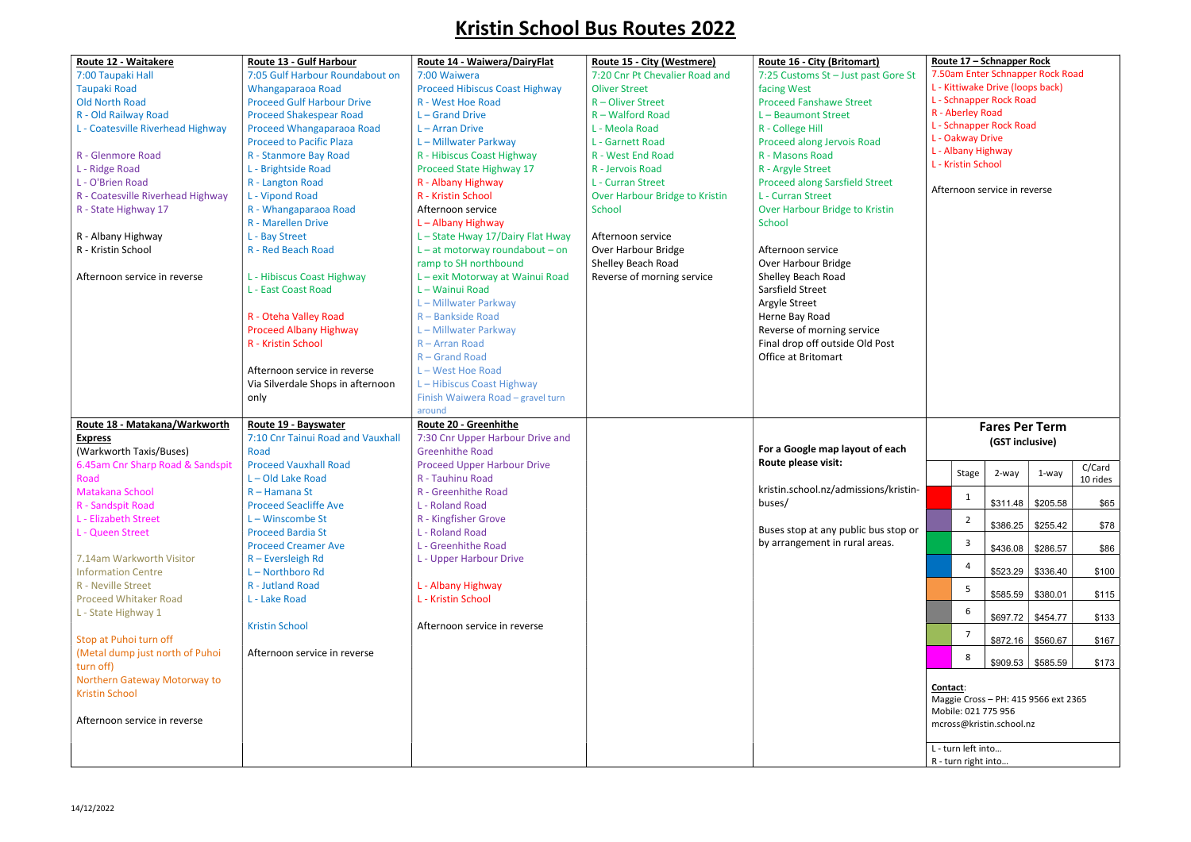# Kristin School Bus Routes 2022

## Route 12 - Waitakere

7:00 Taupaki Hall
Taupaki Road
Old North Road
R - Old Railway Road
L - Coatesville Riverhead Highway

R - Glenmore Road
L - Ridge Road
L - O'Brien Road
R - Coatesville Riverhead Highway
R - State Highway 17

R - Albany Highway
R - Kristin School

Afternoon service in reverse

## Route 13 - Gulf Harbour

7:05 Gulf Harbour Roundabout on Whangaparaoa Road
Proceed Gulf Harbour Drive
Proceed Shakespear Road
Proceed Whangaparaoa Road
Proceed to Pacific Plaza
R - Stanmore Bay Road
L - Brightside Road
R - Langton Road
L - Vipond Road
R - Whangaparaoa Road
R - Marellen Drive
L - Bay Street
R - Red Beach Road

L - Hibiscus Coast Highway
L - East Coast Road

R - Oteha Valley Road
Proceed Albany Highway
R - Kristin School

Afternoon service in reverse
Via Silverdale Shops in afternoon only

## Route 14 - Waiwera/DairyFlat

7:00 Waiwera
Proceed Hibiscus Coast Highway
R - West Hoe Road
L – Grand Drive
L – Arran Drive
L – Millwater Parkway
R - Hibiscus Coast Highway
Proceed State Highway 17
R - Albany Highway
R - Kristin School
Afternoon service
L – Albany Highway
L – State Hway 17/Dairy Flat Hway
L – at motorway roundabout – on ramp to SH northbound
L – exit Motorway at Wainui Road
L – Wainui Road
L – Millwater Parkway
R – Bankside Road
L – Millwater Parkway
R – Arran Road
R – Grand Road
L – West Hoe Road
L – Hibiscus Coast Highway
Finish Waiwera Road – gravel turn around

## Route 15 - City (Westmere)

7:20 Cnr Pt Chevalier Road and Oliver Street
R – Oliver Street
R – Walford Road
L - Meola Road
L - Garnett Road
R - West End Road
R - Jervois Road
L - Curran Street
Over Harbour Bridge to Kristin School

Afternoon service
Over Harbour Bridge
Shelley Beach Road
Reverse of morning service

## Route 16 - City (Britomart)

7:25 Customs St – Just past Gore St facing West
Proceed Fanshawe Street
L – Beaumont Street
R - College Hill
Proceed along Jervois Road
R - Masons Road
R - Argyle Street
Proceed along Sarsfield Street
L - Curran Street
Over Harbour Bridge to Kristin School

Afternoon service
Over Harbour Bridge
Shelley Beach Road
Sarsfield Street
Argyle Street
Herne Bay Road
Reverse of morning service
Final drop off outside Old Post Office at Britomart

## Route 17 – Schnapper Rock

7.50am Enter Schnapper Rock Road
L - Kittiwake Drive (loops back)
L - Schnapper Rock Road
R - Aberley Road
L - Schnapper Rock Road
L - Oakway Drive
L - Albany Highway
L - Kristin School

Afternoon service in reverse

## Route 18 - Matakana/Warkworth Express

(Warkworth Taxis/Buses)
6.45am Cnr Sharp Road & Sandspit Road
Matakana School
R - Sandspit Road
L - Elizabeth Street
L - Queen Street

7.14am Warkworth Visitor Information Centre
R - Neville Street
Proceed Whitaker Road
L - State Highway 1

Stop at Puhoi turn off
(Metal dump just north of Puhoi turn off)
Northern Gateway Motorway to Kristin School

Afternoon service in reverse

## Route 19 - Bayswater

7:10 Cnr Tainui Road and Vauxhall Road
Proceed Vauxhall Road
L – Old Lake Road
R – Hamana St
Proceed Seacliffe Ave
L – Winscombe St
Proceed Bardia St
Proceed Creamer Ave
R – Eversleigh Rd
L – Northboro Rd
R - Jutland Road
L - Lake Road

Kristin School

Afternoon service in reverse

## Route 20 - Greenhithe

7:30 Cnr Upper Harbour Drive and Greenhithe Road
Proceed Upper Harbour Drive
R - Tauhinu Road
R - Greenhithe Road
L - Roland Road
R - Kingfisher Grove
L - Roland Road
L - Greenhithe Road
L - Upper Harbour Drive

L - Albany Highway
L - Kristin School

Afternoon service in reverse

**For a Google map layout of each Route please visit:**

kristin.school.nz/admissions/kristin-buses/

Buses stop at any public bus stop or by arrangement in rural areas.

## Fares Per Term

**(GST inclusive)**

| Stage | 2-way | 1-way | C/Card 10 rides |
|---|---|---|---|
| 1 | $311.48 | $205.58 | $65 |
| 2 | $386.25 | $255.42 | $78 |
| 3 | $436.08 | $286.57 | $86 |
| 4 | $523.29 | $336.40 | $100 |
| 5 | $585.59 | $380.01 | $115 |
| 6 | $697.72 | $454.77 | $133 |
| 7 | $872.16 | $560.67 | $167 |
| 8 | $909.53 | $585.59 | $173 |

**Contact**:
Maggie Cross – PH: 415 9566 ext 2365
Mobile: 021 775 956
mcross@kristin.school.nz

L - turn left into…
R - turn right into…

14/12/2022